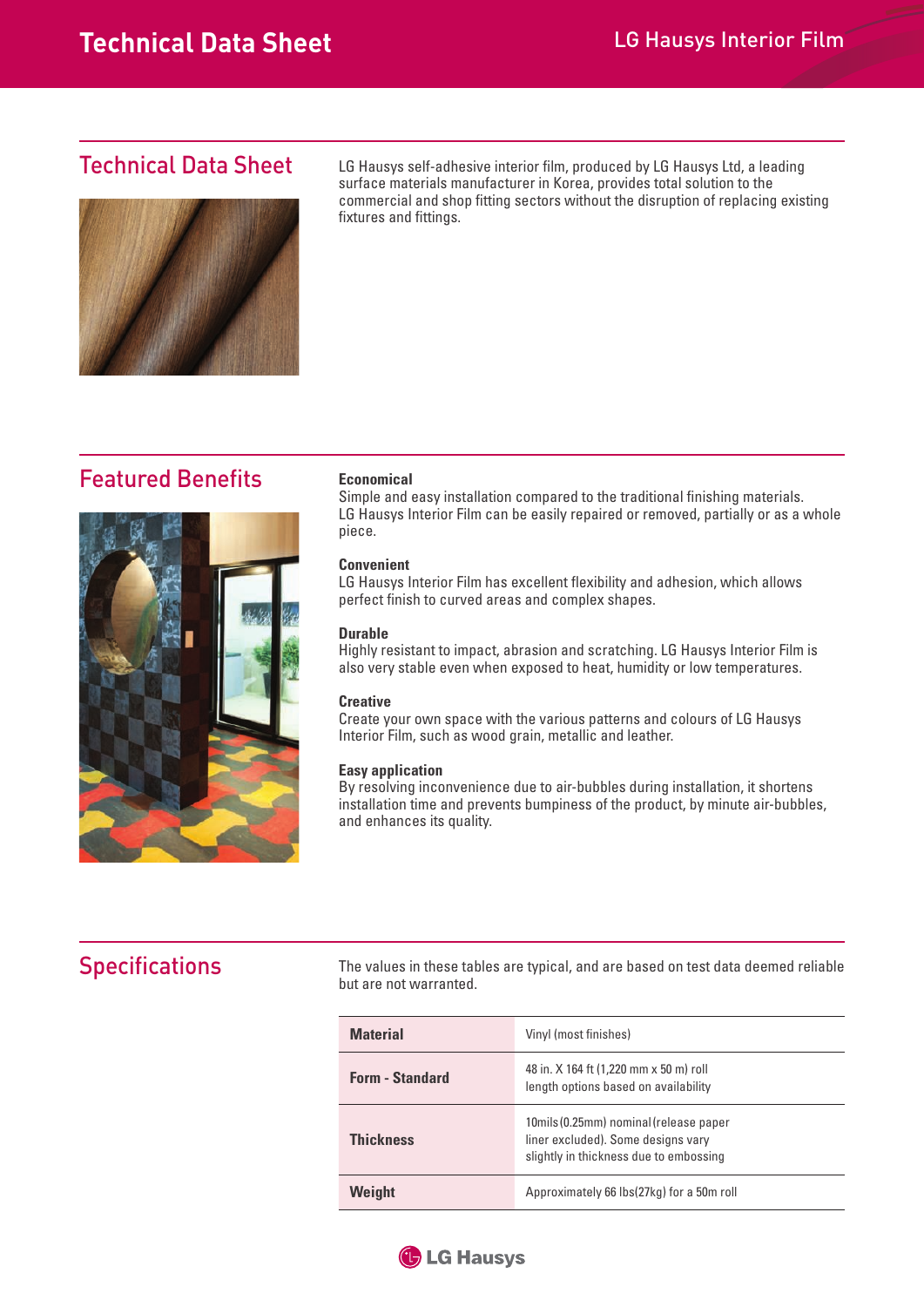# Technical Data Sheet

LG Hausys Interior Film

## Technical Data Sheet

LG Hausys self-adhesive interior film, produced by LG Hausys Ltd, a leading surface materials manufacturer in Korea, provides total solution to the commercial and shop fitting sectors without the disruption of replacing existing fixtures and fittings.

## Featured Benefits

**Economical**
Simple and easy installation compared to the traditional finishing materials. LG Hausys Interior Film can be easily repaired or removed, partially or as a whole piece.

**Convenient**
LG Hausys Interior Film has excellent flexibility and adhesion, which allows perfect finish to curved areas and complex shapes.

**Durable**
Highly resistant to impact, abrasion and scratching. LG Hausys Interior Film is also very stable even when exposed to heat, humidity or low temperatures.

**Creative**
Create your own space with the various patterns and colours of LG Hausys Interior Film, such as wood grain, metallic and leather.

**Easy application**
By resolving inconvenience due to air-bubbles during installation, it shortens installation time and prevents bumpiness of the product, by minute air-bubbles, and enhances its quality.

## Specifications

The values in these tables are typical, and are based on test data deemed reliable but are not warranted.

| | |
|---|---|
| **Material** | Vinyl (most finishes) |
| **Form - Standard** | 48 in. X 164 ft (1,220 mm x 50 m) roll<br>length options based on availability |
| **Thickness** | 10mils(0.25mm) nominal(release paper liner excluded). Some designs vary slightly in thickness due to embossing |
| **Weight** | Approximately 66 lbs(27kg) for a 50m roll |

LG Hausys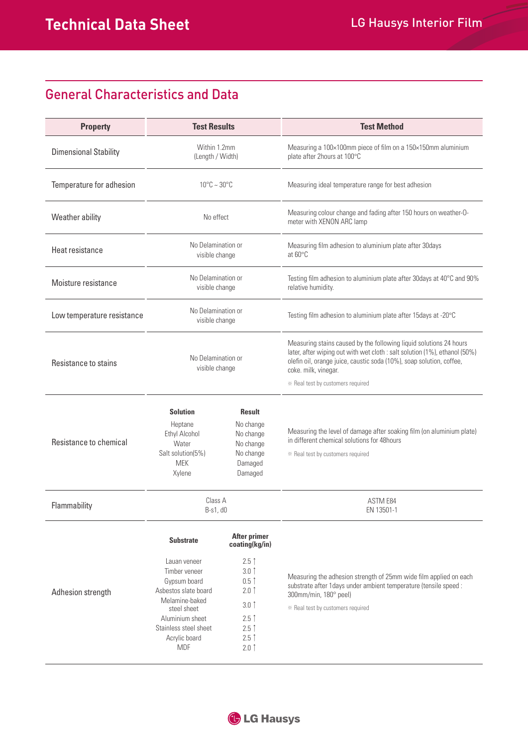## General Characteristics and Data

| Property | Test Results | | Test Method |
|---|---|---|---|
| Dimensional Stability | Within 1.2mm (Length / Width) | | Measuring a 100×100mm piece of film on a 150×150mm aluminium plate after 2hours at 100°C |
| Temperature for adhesion | 10°C ~ 30°C | | Measuring ideal temperature range for best adhesion |
| Weather ability | No effect | | Measuring colour change and fading after 150 hours on weather-O-meter with XENON ARC lamp |
| Heat resistance | No Delamination or visible change | | Measuring film adhesion to aluminium plate after 30days at 60°C |
| Moisture resistance | No Delamination or visible change | | Testing film adhesion to aluminium plate after 30days at 40°C and 90% relative humidity. |
| Low temperature resistance | No Delamination or visible change | | Testing film adhesion to aluminium plate after 15days at -20°C |
| Resistance to stains | No Delamination or visible change | | Measuring stains caused by the following liquid solutions 24 hours later, after wiping out with wet cloth : salt solution (1%), ethanol (50%) olefin oil, orange juice, caustic soda (10%), soap solution, coffee, coke. milk, vinegar. ※ Real test by customers required |
| Resistance to chemical | **Solution** | **Result** | Measuring the level of damage after soaking film (on aluminium plate) in different chemical solutions for 48hours ※ Real test by customers required |
| | Heptane | No change | |
| | Ethyl Alcohol | No change | |
| | Water | No change | |
| | Salt solution(5%) | No change | |
| | MEK | Damaged | |
| | Xylene | Damaged | |
| Flammability | Class A<br>B-s1, d0 | | ASTM E84<br>EN 13501-1 |
| Adhesion strength | **Substrate** | **After primer coating(kg/in)** | Measuring the adhesion strength of 25mm wide film applied on each substrate after 1days under ambient temperature (tensile speed : 300mm/min, 180° peel) ※ Real test by customers required |
| | Lauan veneer | 2.5 ↑ | |
| | Timber veneer | 3.0 ↑ | |
| | Gypsum board | 0.5 ↑ | |
| | Asbestos slate board | 2.0 ↑ | |
| | Melamine-baked steel sheet | 3.0 ↑ | |
| | Aluminium sheet | 2.5 ↑ | |
| | Stainless steel sheet | 2.5 ↑ | |
| | Acrylic board | 2.5 ↑ | |
| | MDF | 2.0 ↑ | |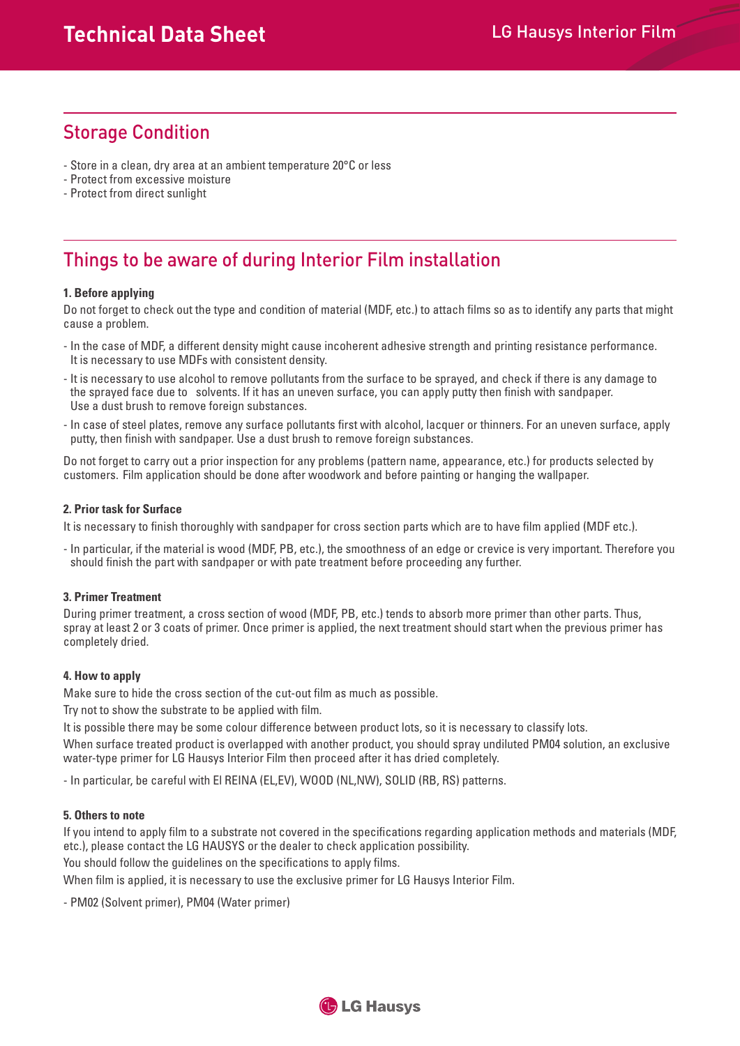## Storage Condition

- Store in a clean, dry area at an ambient temperature 20°C or less
- Protect from excessive moisture
- Protect from direct sunlight

## Things to be aware of during Interior Film installation

**1. Before applying**

Do not forget to check out the type and condition of material (MDF, etc.) to attach films so as to identify any parts that might cause a problem.

- In the case of MDF, a different density might cause incoherent adhesive strength and printing resistance performance. It is necessary to use MDFs with consistent density.
- It is necessary to use alcohol to remove pollutants from the surface to be sprayed, and check if there is any damage to the sprayed face due to solvents. If it has an uneven surface, you can apply putty then finish with sandpaper. Use a dust brush to remove foreign substances.
- In case of steel plates, remove any surface pollutants first with alcohol, lacquer or thinners. For an uneven surface, apply putty, then finish with sandpaper. Use a dust brush to remove foreign substances.

Do not forget to carry out a prior inspection for any problems (pattern name, appearance, etc.) for products selected by customers. Film application should be done after woodwork and before painting or hanging the wallpaper.

**2. Prior task for Surface**

It is necessary to finish thoroughly with sandpaper for cross section parts which are to have film applied (MDF etc.).

- In particular, if the material is wood (MDF, PB, etc.), the smoothness of an edge or crevice is very important. Therefore you should finish the part with sandpaper or with pate treatment before proceeding any further.

**3. Primer Treatment**

During primer treatment, a cross section of wood (MDF, PB, etc.) tends to absorb more primer than other parts. Thus, spray at least 2 or 3 coats of primer. Once primer is applied, the next treatment should start when the previous primer has completely dried.

**4. How to apply**

Make sure to hide the cross section of the cut-out film as much as possible.

Try not to show the substrate to be applied with film.

It is possible there may be some colour difference between product lots, so it is necessary to classify lots.

When surface treated product is overlapped with another product, you should spray undiluted PM04 solution, an exclusive water-type primer for LG Hausys Interior Film then proceed after it has dried completely.

- In particular, be careful with El REINA (EL,EV), WOOD (NL,NW), SOLID (RB, RS) patterns.

**5. Others to note**

If you intend to apply film to a substrate not covered in the specifications regarding application methods and materials (MDF, etc.), please contact the LG HAUSYS or the dealer to check application possibility.

You should follow the guidelines on the specifications to apply films.

When film is applied, it is necessary to use the exclusive primer for LG Hausys Interior Film.

- PM02 (Solvent primer), PM04 (Water primer)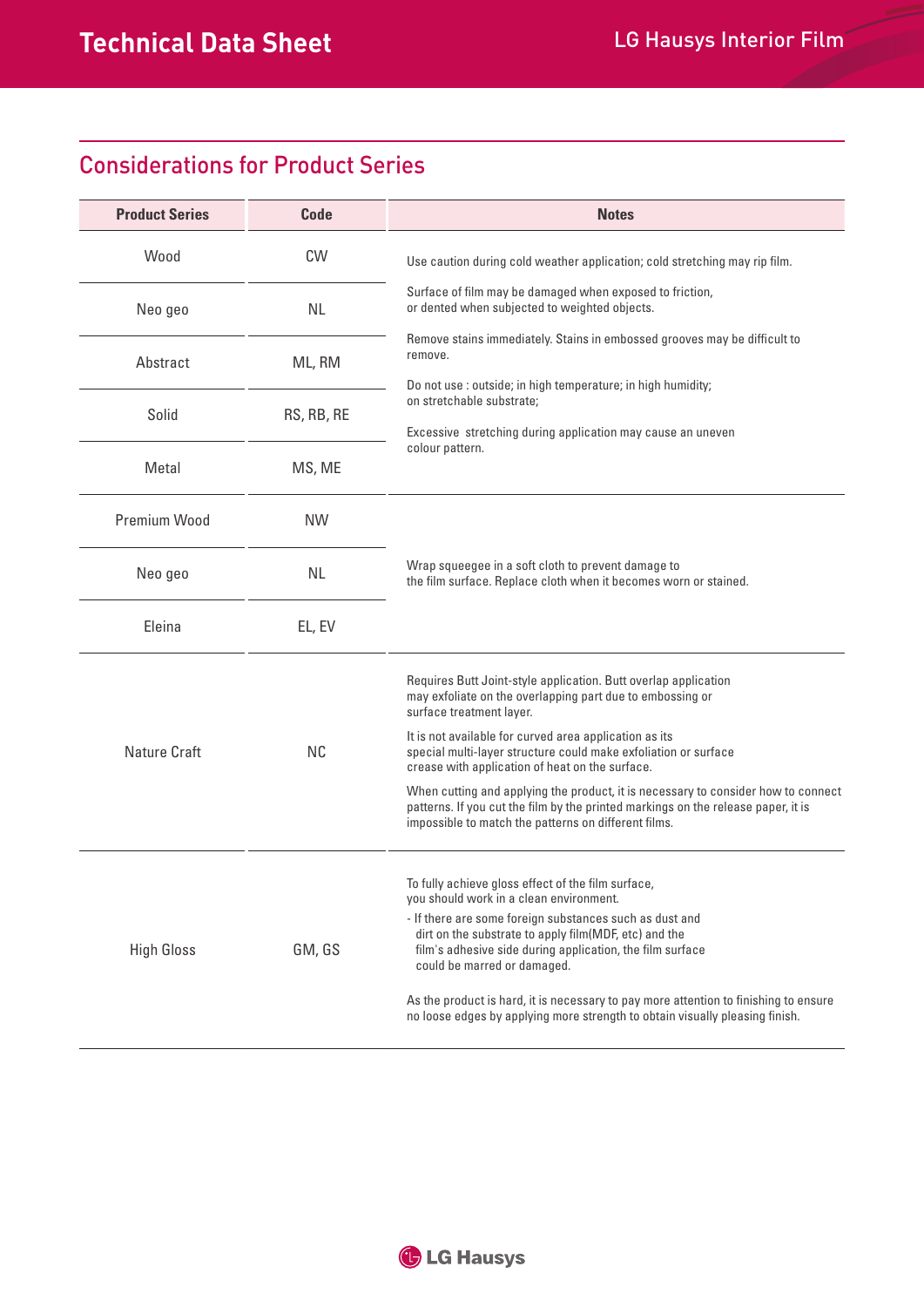## Considerations for Product Series

| Product Series | Code | Notes |
|---|---|---|
| Wood | CW | Use caution during cold weather application; cold stretching may rip film.<br>Surface of film may be damaged when exposed to friction, or dented when subjected to weighted objects.<br>Remove stains immediately. Stains in embossed grooves may be difficult to remove.<br>Do not use : outside; in high temperature; in high humidity; on stretchable substrate;<br>Excessive stretching during application may cause an uneven colour pattern. |
| Neo geo | NL | |
| Abstract | ML, RM | |
| Solid | RS, RB, RE | |
| Metal | MS, ME | |
| Premium Wood | NW | Wrap squeegee in a soft cloth to prevent damage to the film surface. Replace cloth when it becomes worn or stained. |
| Neo geo | NL | |
| Eleina | EL, EV | |
| Nature Craft | NC | Requires Butt Joint-style application. Butt overlap application may exfoliate on the overlapping part due to embossing or surface treatment layer.<br>It is not available for curved area application as its special multi-layer structure could make exfoliation or surface crease with application of heat on the surface.<br>When cutting and applying the product, it is necessary to consider how to connect patterns. If you cut the film by the printed markings on the release paper, it is impossible to match the patterns on different films. |
| High Gloss | GM, GS | To fully achieve gloss effect of the film surface, you should work in a clean environment.<br>- If there are some foreign substances such as dust and dirt on the substrate to apply film(MDF, etc) and the film's adhesive side during application, the film surface could be marred or damaged.<br>As the product is hard, it is necessary to pay more attention to finishing to ensure no loose edges by applying more strength to obtain visually pleasing finish. |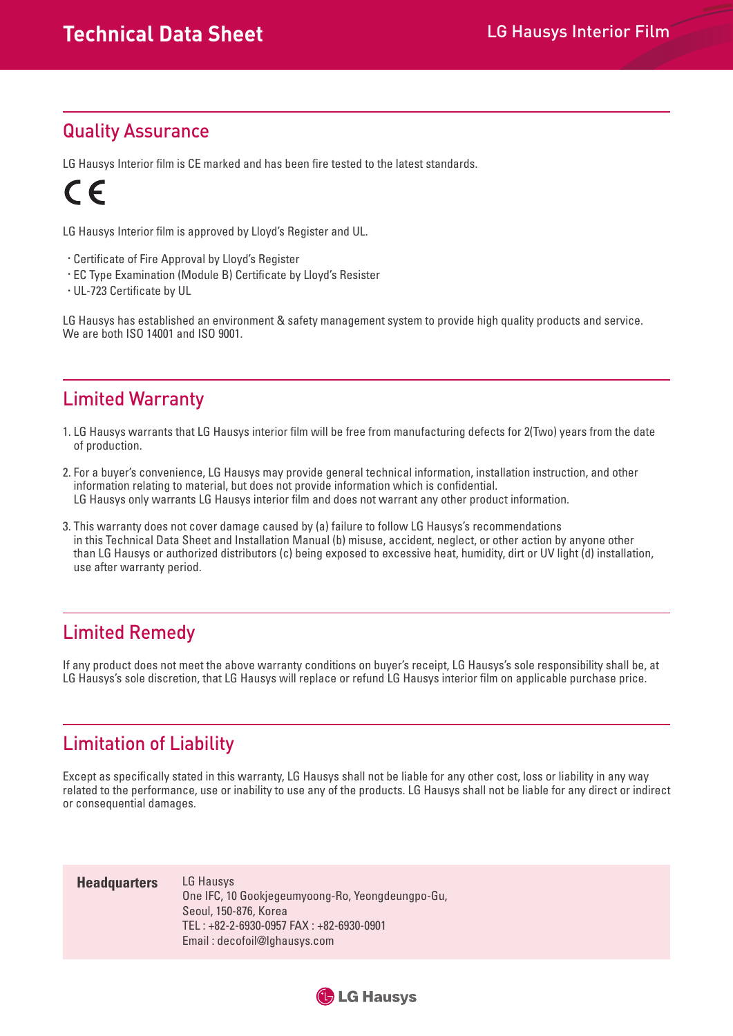## Quality Assurance

LG Hausys Interior film is CE marked and has been fire tested to the latest standards.

CE

LG Hausys Interior film is approved by Lloyd's Register and UL.

- Certificate of Fire Approval by Lloyd's Register
- EC Type Examination (Module B) Certificate by Lloyd's Resister
- UL-723 Certificate by UL

LG Hausys has established an environment & safety management system to provide high quality products and service.
We are both ISO 14001 and ISO 9001.

## Limited Warranty

1. LG Hausys warrants that LG Hausys interior film will be free from manufacturing defects for 2(Two) years from the date of production.

2. For a buyer's convenience, LG Hausys may provide general technical information, installation instruction, and other information relating to material, but does not provide information which is confidential.
   LG Hausys only warrants LG Hausys interior film and does not warrant any other product information.

3. This warranty does not cover damage caused by (a) failure to follow LG Hausys's recommendations in this Technical Data Sheet and Installation Manual (b) misuse, accident, neglect, or other action by anyone other than LG Hausys or authorized distributors (c) being exposed to excessive heat, humidity, dirt or UV light (d) installation, use after warranty period.

## Limited Remedy

If any product does not meet the above warranty conditions on buyer's receipt, LG Hausys's sole responsibility shall be, at LG Hausys's sole discretion, that LG Hausys will replace or refund LG Hausys interior film on applicable purchase price.

## Limitation of Liability

Except as specifically stated in this warranty, LG Hausys shall not be liable for any other cost, loss or liability in any way related to the performance, use or inability to use any of the products. LG Hausys shall not be liable for any direct or indirect or consequential damages.

**Headquarters**

LG Hausys
One IFC, 10 Gookjegeumyoong-Ro, Yeongdeungpo-Gu,
Seoul, 150-876, Korea
TEL : +82-2-6930-0957 FAX : +82-6930-0901
Email : decofoil@lghausys.com

LG Hausys